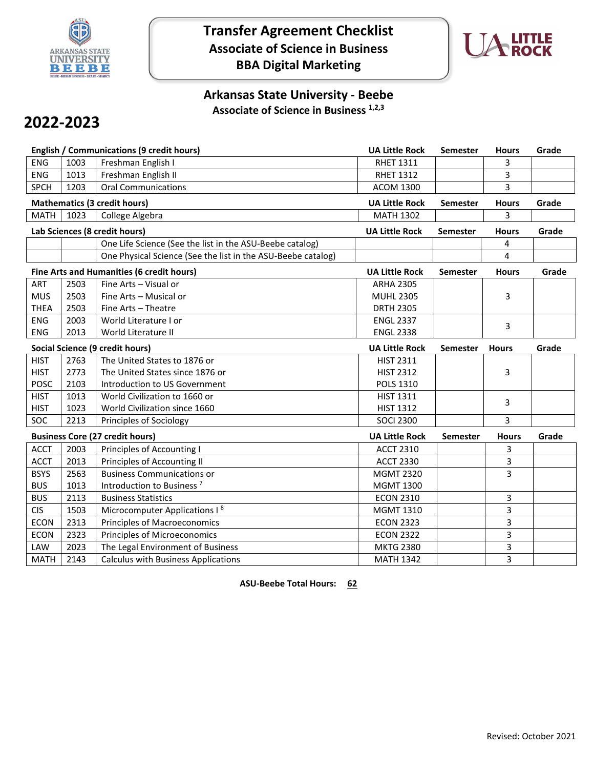# Transfer Agreement Checklist
## Associate of Science in Business
## BBA Digital Marketing

### Arkansas State University - Beebe
**Associate of Science in Business [1,2,3]**

## 2022-2023

| English / Communications (9 credit hours) | | | UA Little Rock | Semester | Hours | Grade |
|---|---|---|---|---|---|---|
| ENG | 1003 | Freshman English I | RHET 1311 | | 3 | |
| ENG | 1013 | Freshman English II | RHET 1312 | | 3 | |
| SPCH | 1203 | Oral Communications | ACOM 1300 | | 3 | |

| Mathematics (3 credit hours) | | | UA Little Rock | Semester | Hours | Grade |
|---|---|---|---|---|---|---|
| MATH | 1023 | College Algebra | MATH 1302 | | 3 | |

| Lab Sciences (8 credit hours) | | | UA Little Rock | Semester | Hours | Grade |
|---|---|---|---|---|---|---|
| | | One Life Science (See the list in the ASU-Beebe catalog) | | | 4 | |
| | | One Physical Science (See the list in the ASU-Beebe catalog) | | | 4 | |

| Fine Arts and Humanities (6 credit hours) | | | UA Little Rock | Semester | Hours | Grade |
|---|---|---|---|---|---|---|
| ART | 2503 | Fine Arts – Visual or | ARHA 2305 | | | |
| MUS | 2503 | Fine Arts – Musical or | MUHL 2305 | | 3 | |
| THEA | 2503 | Fine Arts – Theatre | DRTH 2305 | | | |
| ENG | 2003 | World Literature I or | ENGL 2337 | | 3 | |
| ENG | 2013 | World Literature II | ENGL 2338 | | | |

| Social Science (9 credit hours) | | | UA Little Rock | Semester | Hours | Grade |
|---|---|---|---|---|---|---|
| HIST | 2763 | The United States to 1876 or | HIST 2311 | | | |
| HIST | 2773 | The United States since 1876 or | HIST 2312 | | 3 | |
| POSC | 2103 | Introduction to US Government | POLS 1310 | | | |
| HIST | 1013 | World Civilization to 1660 or | HIST 1311 | | 3 | |
| HIST | 1023 | World Civilization since 1660 | HIST 1312 | | | |
| SOC | 2213 | Principles of Sociology | SOCI 2300 | | 3 | |

| Business Core (27 credit hours) | | | UA Little Rock | Semester | Hours | Grade |
|---|---|---|---|---|---|---|
| ACCT | 2003 | Principles of Accounting I | ACCT 2310 | | 3 | |
| ACCT | 2013 | Principles of Accounting II | ACCT 2330 | | 3 | |
| BSYS | 2563 | Business Communications or | MGMT 2320 | | 3 | |
| BUS | 1013 | Introduction to Business [7] | MGMT 1300 | | | |
| BUS | 2113 | Business Statistics | ECON 2310 | | 3 | |
| CIS | 1503 | Microcomputer Applications I [8] | MGMT 1310 | | 3 | |
| ECON | 2313 | Principles of Macroeconomics | ECON 2323 | | 3 | |
| ECON | 2323 | Principles of Microeconomics | ECON 2322 | | 3 | |
| LAW | 2023 | The Legal Environment of Business | MKTG 2380 | | 3 | |
| MATH | 2143 | Calculus with Business Applications | MATH 1342 | | 3 | |

**ASU-Beebe Total Hours: 62**

Revised: October 2021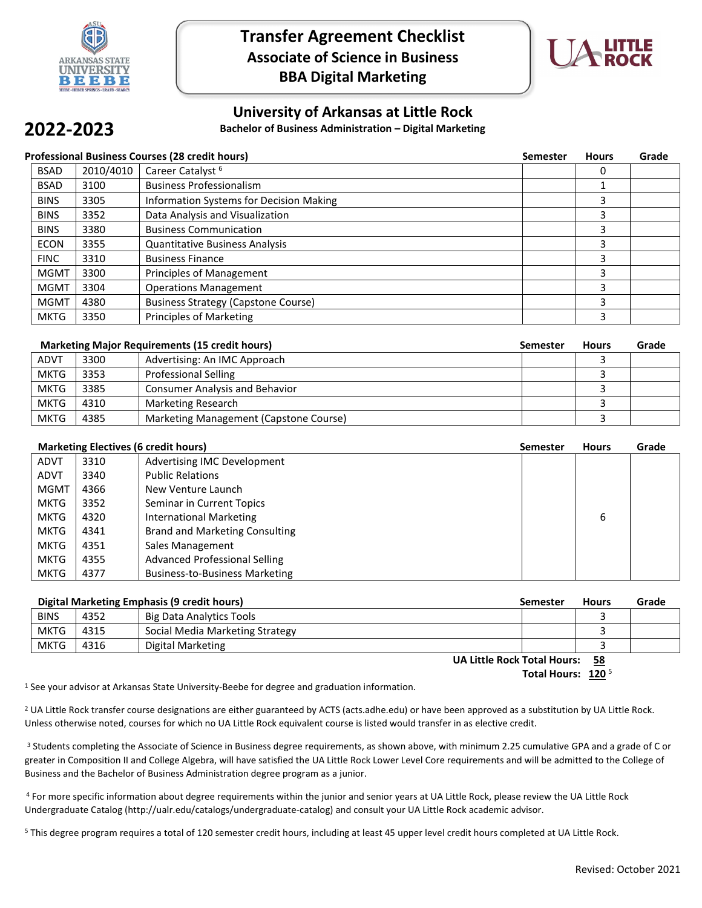# Transfer Agreement Checklist
## Associate of Science in Business
## BBA Digital Marketing

# 2022-2023

## University of Arkansas at Little Rock
**Bachelor of Business Administration – Digital Marketing**

| Professional Business Courses (28 credit hours) | | | Semester | Hours | Grade |
|---|---|---|---|---|---|
| BSAD | 2010/4010 | Career Catalyst [6] | | 0 | |
| BSAD | 3100 | Business Professionalism | | 1 | |
| BINS | 3305 | Information Systems for Decision Making | | 3 | |
| BINS | 3352 | Data Analysis and Visualization | | 3 | |
| BINS | 3380 | Business Communication | | 3 | |
| ECON | 3355 | Quantitative Business Analysis | | 3 | |
| FINC | 3310 | Business Finance | | 3 | |
| MGMT | 3300 | Principles of Management | | 3 | |
| MGMT | 3304 | Operations Management | | 3 | |
| MGMT | 4380 | Business Strategy (Capstone Course) | | 3 | |
| MKTG | 3350 | Principles of Marketing | | 3 | |

| Marketing Major Requirements (15 credit hours) | | | Semester | Hours | Grade |
|---|---|---|---|---|---|
| ADVT | 3300 | Advertising: An IMC Approach | | 3 | |
| MKTG | 3353 | Professional Selling | | 3 | |
| MKTG | 3385 | Consumer Analysis and Behavior | | 3 | |
| MKTG | 4310 | Marketing Research | | 3 | |
| MKTG | 4385 | Marketing Management (Capstone Course) | | 3 | |

| Marketing Electives (6 credit hours) | | | Semester | Hours | Grade |
|---|---|---|---|---|---|
| ADVT | 3310 | Advertising IMC Development | | | |
| ADVT | 3340 | Public Relations | | | |
| MGMT | 4366 | New Venture Launch | | | |
| MKTG | 3352 | Seminar in Current Topics | | | |
| MKTG | 4320 | International Marketing | | 6 | |
| MKTG | 4341 | Brand and Marketing Consulting | | | |
| MKTG | 4351 | Sales Management | | | |
| MKTG | 4355 | Advanced Professional Selling | | | |
| MKTG | 4377 | Business-to-Business Marketing | | | |

| Digital Marketing Emphasis (9 credit hours) | | | Semester | Hours | Grade |
|---|---|---|---|---|---|
| BINS | 4352 | Big Data Analytics Tools | | 3 | |
| MKTG | 4315 | Social Media Marketing Strategy | | 3 | |
| MKTG | 4316 | Digital Marketing | | 3 | |

**UA Little Rock Total Hours: 58**

**Total Hours: 120** [5]

[1] See your advisor at Arkansas State University-Beebe for degree and graduation information.

[2] UA Little Rock transfer course designations are either guaranteed by ACTS (acts.adhe.edu) or have been approved as a substitution by UA Little Rock. Unless otherwise noted, courses for which no UA Little Rock equivalent course is listed would transfer in as elective credit.

[3] Students completing the Associate of Science in Business degree requirements, as shown above, with minimum 2.25 cumulative GPA and a grade of C or greater in Composition II and College Algebra, will have satisfied the UA Little Rock Lower Level Core requirements and will be admitted to the College of Business and the Bachelor of Business Administration degree program as a junior.

[4] For more specific information about degree requirements within the junior and senior years at UA Little Rock, please review the UA Little Rock Undergraduate Catalog (http://ualr.edu/catalogs/undergraduate-catalog) and consult your UA Little Rock academic advisor.

[5] This degree program requires a total of 120 semester credit hours, including at least 45 upper level credit hours completed at UA Little Rock.

Revised: October 2021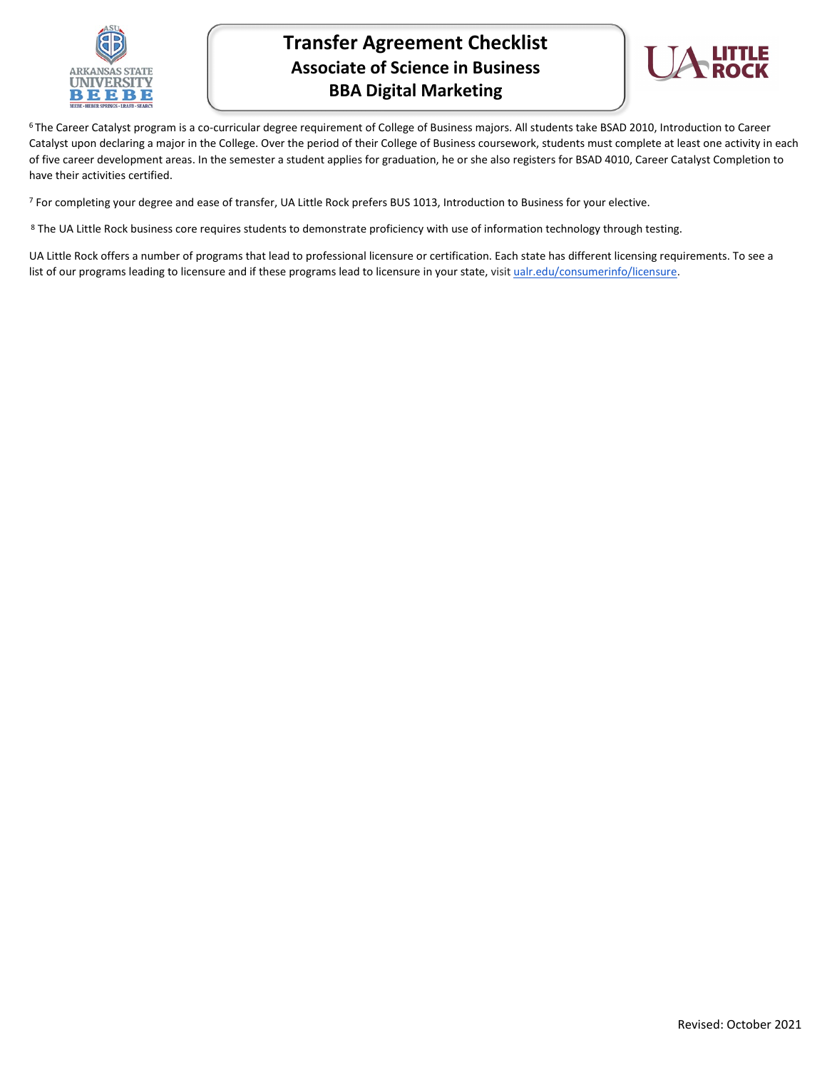# Transfer Agreement Checklist
## Associate of Science in Business
## BBA Digital Marketing

[6] The Career Catalyst program is a co-curricular degree requirement of College of Business majors. All students take BSAD 2010, Introduction to Career Catalyst upon declaring a major in the College. Over the period of their College of Business coursework, students must complete at least one activity in each of five career development areas. In the semester a student applies for graduation, he or she also registers for BSAD 4010, Career Catalyst Completion to have their activities certified.

[7] For completing your degree and ease of transfer, UA Little Rock prefers BUS 1013, Introduction to Business for your elective.

[8] The UA Little Rock business core requires students to demonstrate proficiency with use of information technology through testing.

UA Little Rock offers a number of programs that lead to professional licensure or certification. Each state has different licensing requirements. To see a list of our programs leading to licensure and if these programs lead to licensure in your state, visit ualr.edu/consumerinfo/licensure.

Revised: October 2021